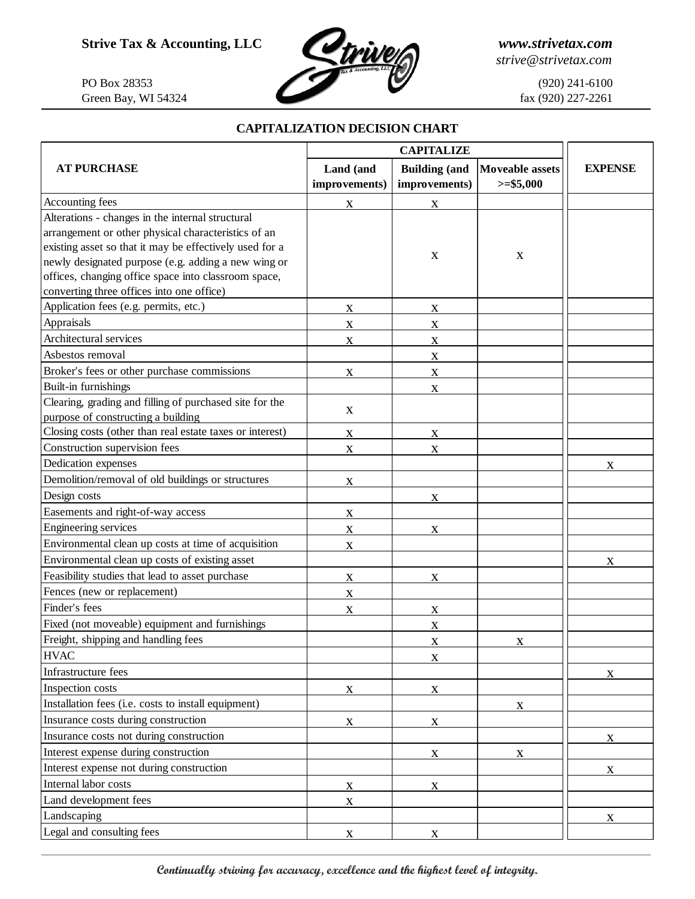Strive Tax & Accounting, LLC

PO Box 28353
Green Bay, WI 54324

*www.strivetax.com*
*strive@strivetax.com*

(920) 241-6100
fax (920) 227-2261

## CAPITALIZATION DECISION CHART

| AT PURCHASE | CAPITALIZE | | | EXPENSE |
|---|---|---|---|---|
| | Land (and improvements) | Building (and improvements) | Moveable assets >=$5,000 | |
| Accounting fees | X | X | | |
| Alterations - changes in the internal structural arrangement or other physical characteristics of an existing asset so that it may be effectively used for a newly designated purpose (e.g. adding a new wing or offices, changing office space into classroom space, converting three offices into one office) | | X | X | |
| Application fees (e.g. permits, etc.) | X | X | | |
| Appraisals | X | X | | |
| Architectural services | X | X | | |
| Asbestos removal | | X | | |
| Broker's fees or other purchase commissions | X | X | | |
| Built-in furnishings | | X | | |
| Clearing, grading and filling of purchased site for the purpose of constructing a building | X | | | |
| Closing costs (other than real estate taxes or interest) | X | X | | |
| Construction supervision fees | X | X | | |
| Dedication expenses | | | | X |
| Demolition/removal of old buildings or structures | X | | | |
| Design costs | | X | | |
| Easements and right-of-way access | X | | | |
| Engineering services | X | X | | |
| Environmental clean up costs at time of acquisition | X | | | |
| Environmental clean up costs of existing asset | | | | X |
| Feasibility studies that lead to asset purchase | X | X | | |
| Fences (new or replacement) | X | | | |
| Finder's fees | X | X | | |
| Fixed (not moveable) equipment and furnishings | | X | | |
| Freight, shipping and handling fees | | X | X | |
| HVAC | | X | | |
| Infrastructure fees | | | | X |
| Inspection costs | X | X | | |
| Installation fees (i.e. costs to install equipment) | | | X | |
| Insurance costs during construction | X | X | | |
| Insurance costs not during construction | | | | X |
| Interest expense during construction | | X | X | |
| Interest expense not during construction | | | | X |
| Internal labor costs | X | X | | |
| Land development fees | X | | | |
| Landscaping | | | | X |
| Legal and consulting fees | X | X | | |

*Continually striving for accuracy, excellence and the highest level of integrity.*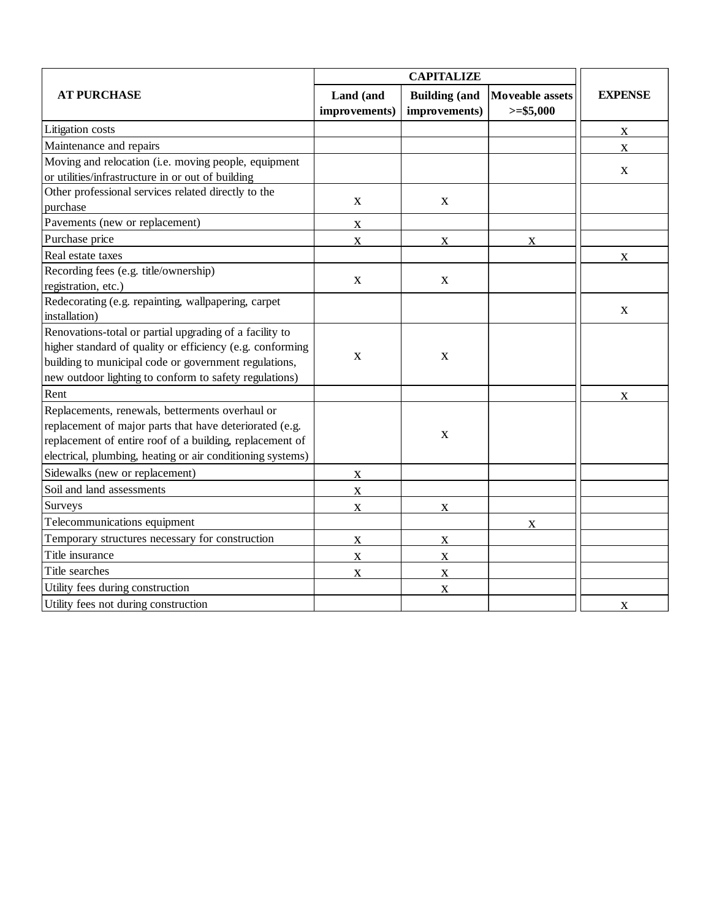| AT PURCHASE | CAPITALIZE | | | EXPENSE |
|---|---|---|---|---|
| | Land (and improvements) | Building (and improvements) | Moveable assets >=$5,000 | |
| Litigation costs | | | | X |
| Maintenance and repairs | | | | X |
| Moving and relocation (i.e. moving people, equipment or utilities/infrastructure in or out of building | | | | X |
| Other professional services related directly to the purchase | X | X | | |
| Pavements (new or replacement) | X | | | |
| Purchase price | X | X | X | |
| Real estate taxes | | | | X |
| Recording fees (e.g. title/ownership) registration, etc.) | X | X | | |
| Redecorating (e.g. repainting, wallpapering, carpet installation) | | | | X |
| Renovations-total or partial upgrading of a facility to higher standard of quality or efficiency (e.g. conforming building to municipal code or government regulations, new outdoor lighting to conform to safety regulations) | X | X | | |
| Rent | | | | X |
| Replacements, renewals, betterments overhaul or replacement of major parts that have deteriorated (e.g. replacement of entire roof of a building, replacement of electrical, plumbing, heating or air conditioning systems) | | X | | |
| Sidewalks (new or replacement) | X | | | |
| Soil and land assessments | X | | | |
| Surveys | X | X | | |
| Telecommunications equipment | | | X | |
| Temporary structures necessary for construction | X | X | | |
| Title insurance | X | X | | |
| Title searches | X | X | | |
| Utility fees during construction | | X | | |
| Utility fees not during construction | | | | X |